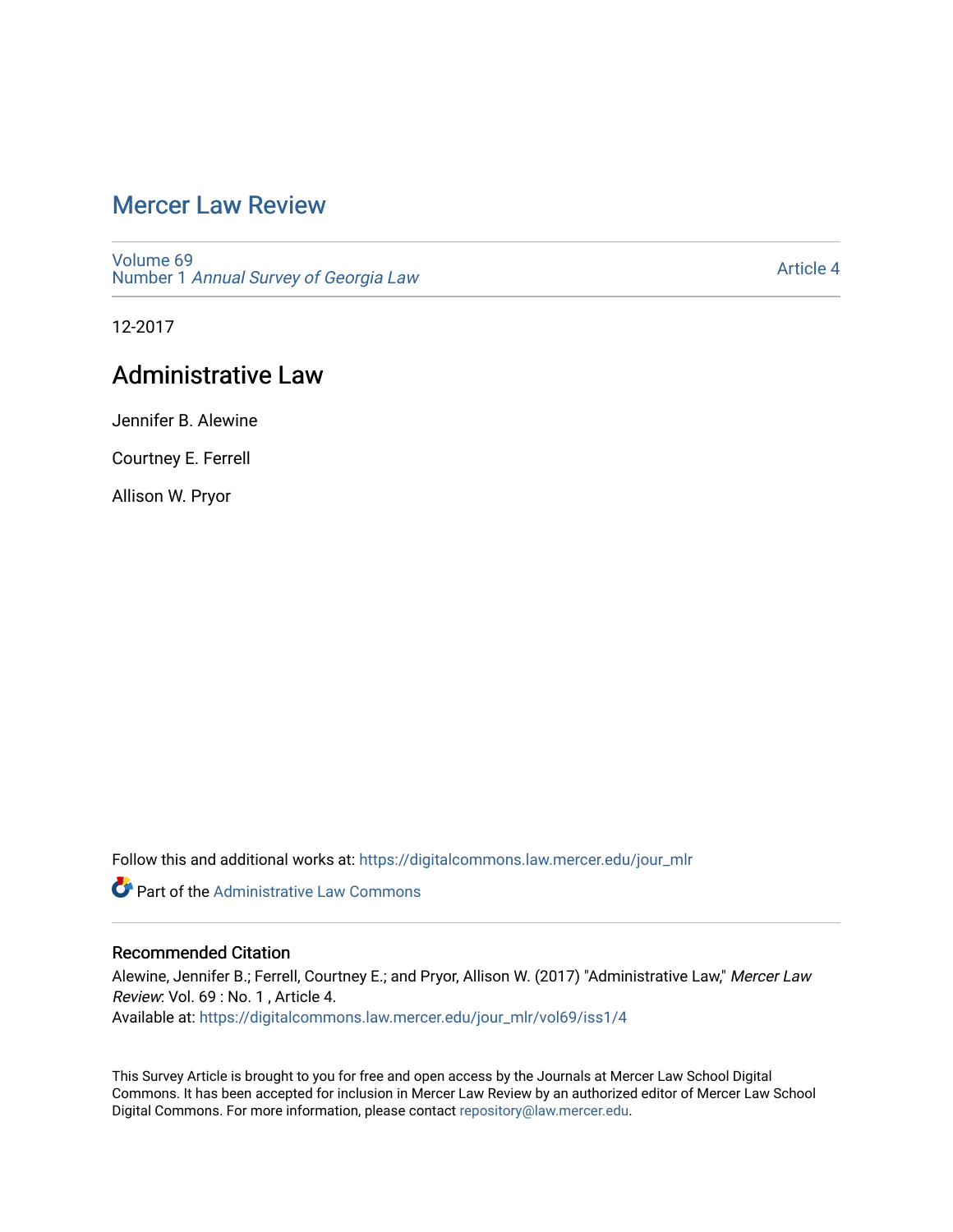# Mercer Law Review

Volume 69
Number 1 *Annual Survey of Georgia Law*

Article 4

12-2017

## Administrative Law

Jennifer B. Alewine

Courtney E. Ferrell

Allison W. Pryor

Follow this and additional works at: https://digitalcommons.law.mercer.edu/jour_mlr

Part of the Administrative Law Commons

### Recommended Citation

Alewine, Jennifer B.; Ferrell, Courtney E.; and Pryor, Allison W. (2017) "Administrative Law," *Mercer Law Review*: Vol. 69 : No. 1 , Article 4.
Available at: https://digitalcommons.law.mercer.edu/jour_mlr/vol69/iss1/4

This Survey Article is brought to you for free and open access by the Journals at Mercer Law School Digital Commons. It has been accepted for inclusion in Mercer Law Review by an authorized editor of Mercer Law School Digital Commons. For more information, please contact repository@law.mercer.edu.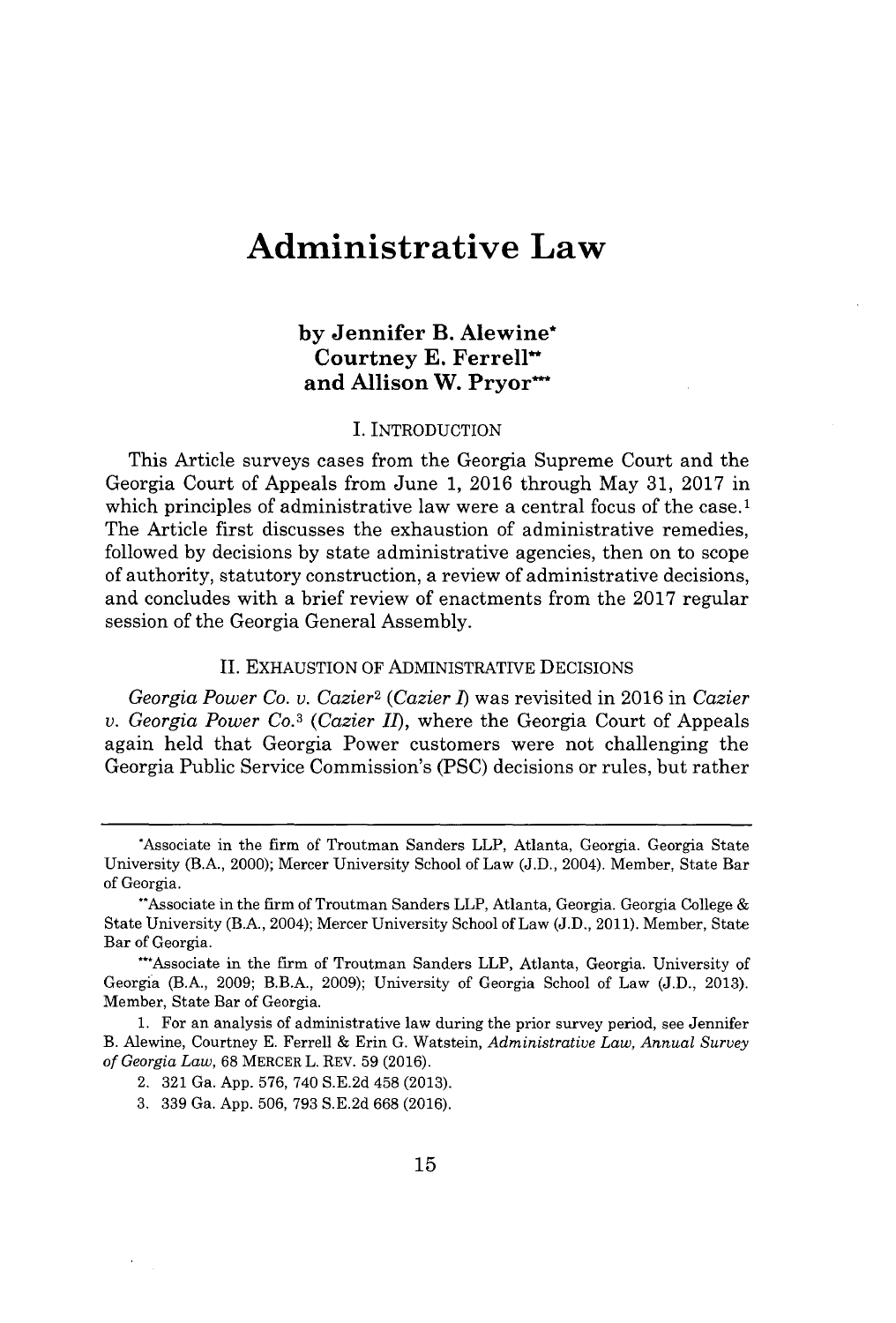# Administrative Law

**by Jennifer B. Alewine\***
**Courtney E. Ferrell\*\***
**and Allison W. Pryor\*\*\***

## I. INTRODUCTION

This Article surveys cases from the Georgia Supreme Court and the Georgia Court of Appeals from June 1, 2016 through May 31, 2017 in which principles of administrative law were a central focus of the case.[1] The Article first discusses the exhaustion of administrative remedies, followed by decisions by state administrative agencies, then on to scope of authority, statutory construction, a review of administrative decisions, and concludes with a brief review of enactments from the 2017 regular session of the Georgia General Assembly.

## II. EXHAUSTION OF ADMINISTRATIVE DECISIONS

*Georgia Power Co. v. Cazier*[2] (*Cazier I*) was revisited in 2016 in *Cazier v. Georgia Power Co.*[3] (*Cazier II*), where the Georgia Court of Appeals again held that Georgia Power customers were not challenging the Georgia Public Service Commission's (PSC) decisions or rules, but rather

---

\*Associate in the firm of Troutman Sanders LLP, Atlanta, Georgia. Georgia State University (B.A., 2000); Mercer University School of Law (J.D., 2004). Member, State Bar of Georgia.

\*\*Associate in the firm of Troutman Sanders LLP, Atlanta, Georgia. Georgia College & State University (B.A., 2004); Mercer University School of Law (J.D., 2011). Member, State Bar of Georgia.

\*\*\*Associate in the firm of Troutman Sanders LLP, Atlanta, Georgia. University of Georgia (B.A., 2009; B.B.A., 2009); University of Georgia School of Law (J.D., 2013). Member, State Bar of Georgia.

1. For an analysis of administrative law during the prior survey period, see Jennifer B. Alewine, Courtney E. Ferrell & Erin G. Watstein, *Administrative Law, Annual Survey of Georgia Law*, 68 MERCER L. REV. 59 (2016).

2. 321 Ga. App. 576, 740 S.E.2d 458 (2013).

3. 339 Ga. App. 506, 793 S.E.2d 668 (2016).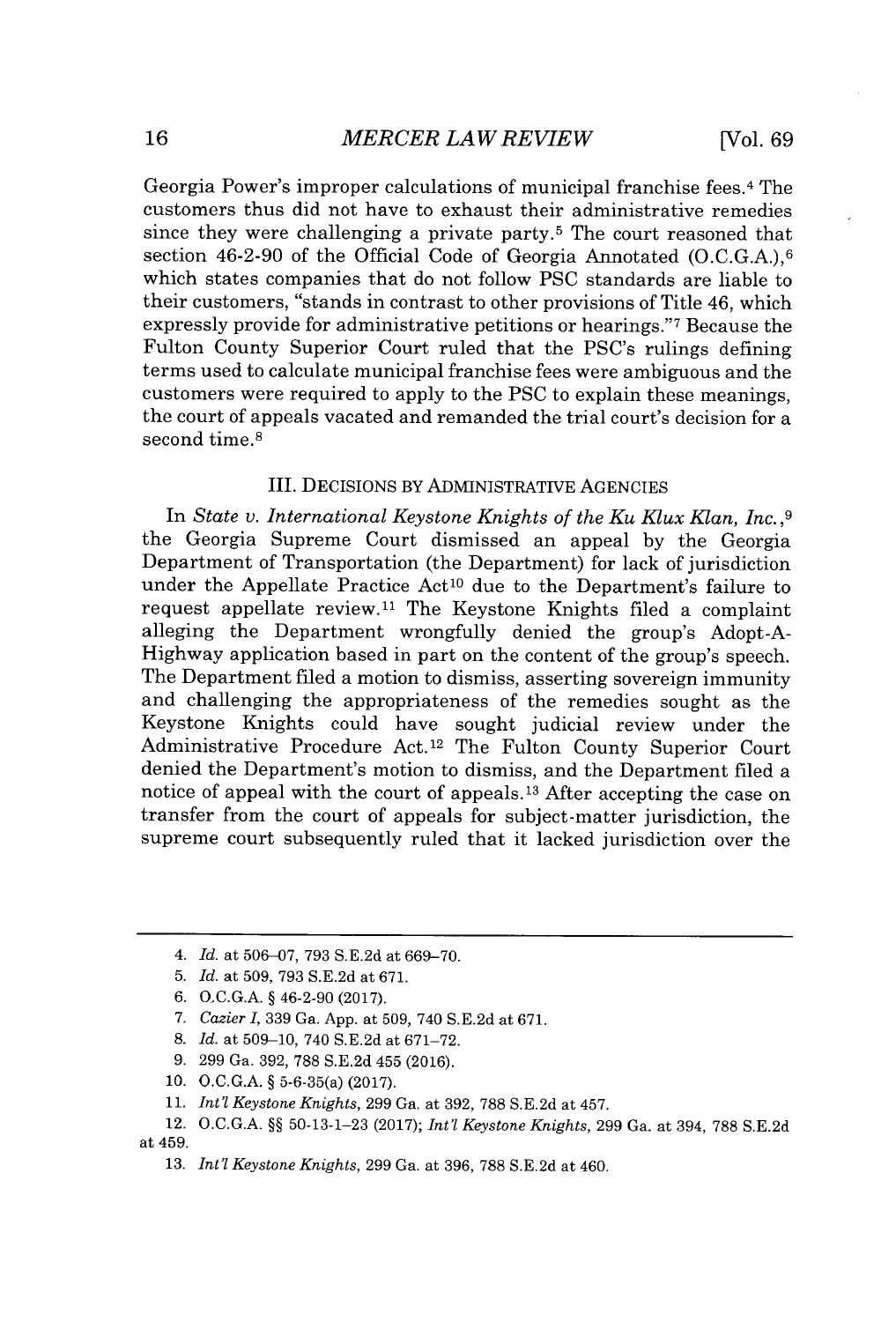Georgia Power's improper calculations of municipal franchise fees.[4] The customers thus did not have to exhaust their administrative remedies since they were challenging a private party.[5] The court reasoned that section 46-2-90 of the Official Code of Georgia Annotated (O.C.G.A.),[6] which states companies that do not follow PSC standards are liable to their customers, "stands in contrast to other provisions of Title 46, which expressly provide for administrative petitions or hearings."[7] Because the Fulton County Superior Court ruled that the PSC's rulings defining terms used to calculate municipal franchise fees were ambiguous and the customers were required to apply to the PSC to explain these meanings, the court of appeals vacated and remanded the trial court's decision for a second time.[8]

## III. DECISIONS BY ADMINISTRATIVE AGENCIES

In *State v. International Keystone Knights of the Ku Klux Klan, Inc.*,[9] the Georgia Supreme Court dismissed an appeal by the Georgia Department of Transportation (the Department) for lack of jurisdiction under the Appellate Practice Act[10] due to the Department's failure to request appellate review.[11] The Keystone Knights filed a complaint alleging the Department wrongfully denied the group's Adopt-A-Highway application based in part on the content of the group's speech. The Department filed a motion to dismiss, asserting sovereign immunity and challenging the appropriateness of the remedies sought as the Keystone Knights could have sought judicial review under the Administrative Procedure Act.[12] The Fulton County Superior Court denied the Department's motion to dismiss, and the Department filed a notice of appeal with the court of appeals.[13] After accepting the case on transfer from the court of appeals for subject-matter jurisdiction, the supreme court subsequently ruled that it lacked jurisdiction over the

---

4. *Id.* at 506–07, 793 S.E.2d at 669–70.
5. *Id.* at 509, 793 S.E.2d at 671.
6. O.C.G.A. § 46-2-90 (2017).
7. *Cazier I*, 339 Ga. App. at 509, 740 S.E.2d at 671.
8. *Id.* at 509–10, 740 S.E.2d at 671–72.
9. 299 Ga. 392, 788 S.E.2d 455 (2016).
10. O.C.G.A. § 5-6-35(a) (2017).
11. *Int'l Keystone Knights*, 299 Ga. at 392, 788 S.E.2d at 457.
12. O.C.G.A. §§ 50-13-1–23 (2017); *Int'l Keystone Knights*, 299 Ga. at 394, 788 S.E.2d at 459.
13. *Int'l Keystone Knights*, 299 Ga. at 396, 788 S.E.2d at 460.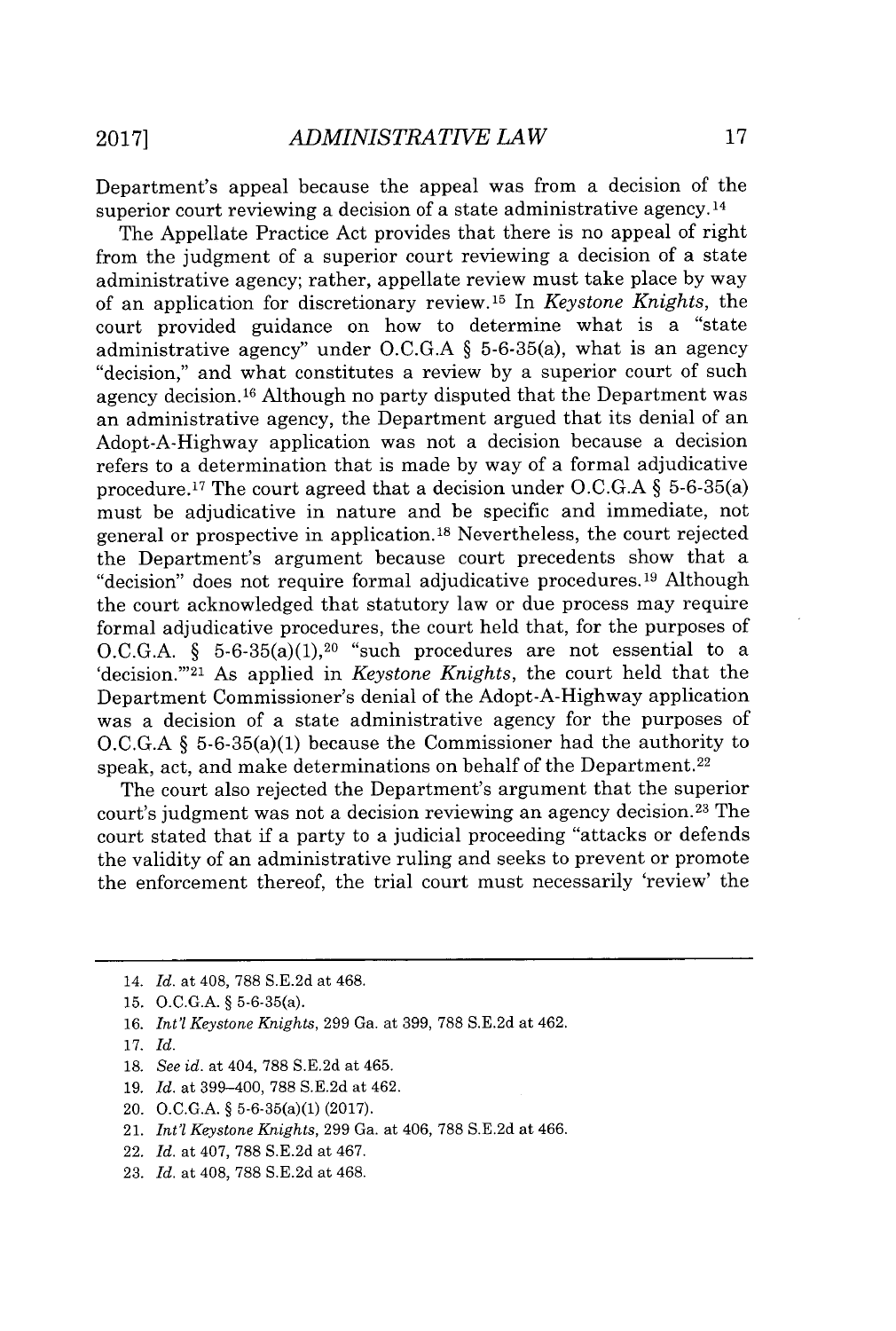Department's appeal because the appeal was from a decision of the superior court reviewing a decision of a state administrative agency.[14]

The Appellate Practice Act provides that there is no appeal of right from the judgment of a superior court reviewing a decision of a state administrative agency; rather, appellate review must take place by way of an application for discretionary review.[15] In *Keystone Knights*, the court provided guidance on how to determine what is a "state administrative agency" under O.C.G.A § 5-6-35(a), what is an agency "decision," and what constitutes a review by a superior court of such agency decision.[16] Although no party disputed that the Department was an administrative agency, the Department argued that its denial of an Adopt-A-Highway application was not a decision because a decision refers to a determination that is made by way of a formal adjudicative procedure.[17] The court agreed that a decision under O.C.G.A § 5-6-35(a) must be adjudicative in nature and be specific and immediate, not general or prospective in application.[18] Nevertheless, the court rejected the Department's argument because court precedents show that a "decision" does not require formal adjudicative procedures.[19] Although the court acknowledged that statutory law or due process may require formal adjudicative procedures, the court held that, for the purposes of O.C.G.A. § 5-6-35(a)(1),[20] "such procedures are not essential to a 'decision.'"[21] As applied in *Keystone Knights*, the court held that the Department Commissioner's denial of the Adopt-A-Highway application was a decision of a state administrative agency for the purposes of O.C.G.A § 5-6-35(a)(1) because the Commissioner had the authority to speak, act, and make determinations on behalf of the Department.[22]

The court also rejected the Department's argument that the superior court's judgment was not a decision reviewing an agency decision.[23] The court stated that if a party to a judicial proceeding "attacks or defends the validity of an administrative ruling and seeks to prevent or promote the enforcement thereof, the trial court must necessarily 'review' the

---

14. *Id.* at 408, 788 S.E.2d at 468.
15. O.C.G.A. § 5-6-35(a).
16. *Int'l Keystone Knights*, 299 Ga. at 399, 788 S.E.2d at 462.
17. *Id.*
18. *See id.* at 404, 788 S.E.2d at 465.
19. *Id.* at 399–400, 788 S.E.2d at 462.
20. O.C.G.A. § 5-6-35(a)(1) (2017).
21. *Int'l Keystone Knights*, 299 Ga. at 406, 788 S.E.2d at 466.
22. *Id.* at 407, 788 S.E.2d at 467.
23. *Id.* at 408, 788 S.E.2d at 468.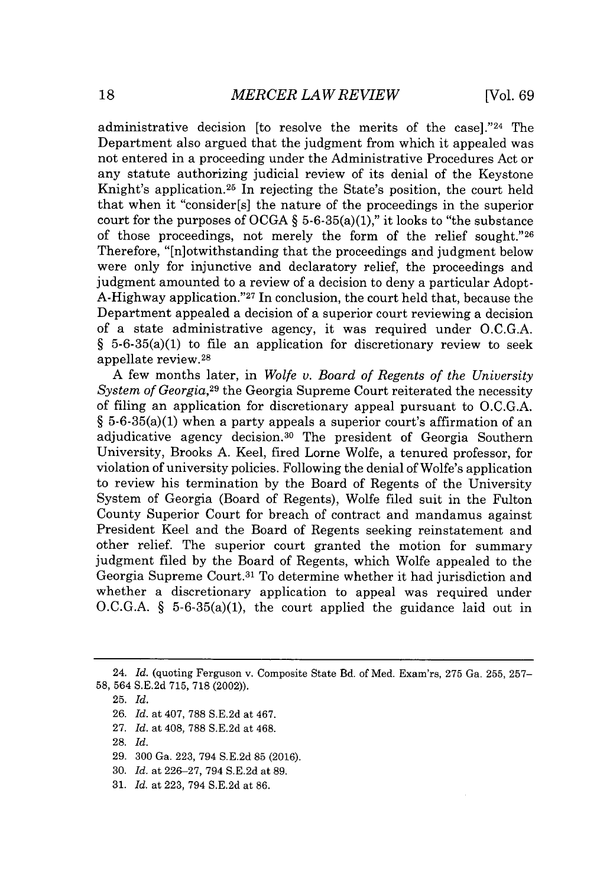administrative decision [to resolve the merits of the case]."[24] The Department also argued that the judgment from which it appealed was not entered in a proceeding under the Administrative Procedures Act or any statute authorizing judicial review of its denial of the Keystone Knight's application.[25] In rejecting the State's position, the court held that when it "consider[s] the nature of the proceedings in the superior court for the purposes of OCGA § 5-6-35(a)(1)," it looks to "the substance of those proceedings, not merely the form of the relief sought."[26] Therefore, "[n]otwithstanding that the proceedings and judgment below were only for injunctive and declaratory relief, the proceedings and judgment amounted to a review of a decision to deny a particular Adopt-A-Highway application."[27] In conclusion, the court held that, because the Department appealed a decision of a superior court reviewing a decision of a state administrative agency, it was required under O.C.G.A. § 5-6-35(a)(1) to file an application for discretionary review to seek appellate review.[28]

A few months later, in *Wolfe v. Board of Regents of the University System of Georgia*,[29] the Georgia Supreme Court reiterated the necessity of filing an application for discretionary appeal pursuant to O.C.G.A. § 5-6-35(a)(1) when a party appeals a superior court's affirmation of an adjudicative agency decision.[30] The president of Georgia Southern University, Brooks A. Keel, fired Lorne Wolfe, a tenured professor, for violation of university policies. Following the denial of Wolfe's application to review his termination by the Board of Regents of the University System of Georgia (Board of Regents), Wolfe filed suit in the Fulton County Superior Court for breach of contract and mandamus against President Keel and the Board of Regents seeking reinstatement and other relief. The superior court granted the motion for summary judgment filed by the Board of Regents, which Wolfe appealed to the Georgia Supreme Court.[31] To determine whether it had jurisdiction and whether a discretionary application to appeal was required under O.C.G.A. § 5-6-35(a)(1), the court applied the guidance laid out in

---

24. *Id.* (quoting Ferguson v. Composite State Bd. of Med. Exam'rs, 275 Ga. 255, 257–58, 564 S.E.2d 715, 718 (2002)).

25. *Id.*

26. *Id.* at 407, 788 S.E.2d at 467.

27. *Id.* at 408, 788 S.E.2d at 468.

28. *Id.*

29. 300 Ga. 223, 794 S.E.2d 85 (2016).

30. *Id.* at 226–27, 794 S.E.2d at 89.

31. *Id.* at 223, 794 S.E.2d at 86.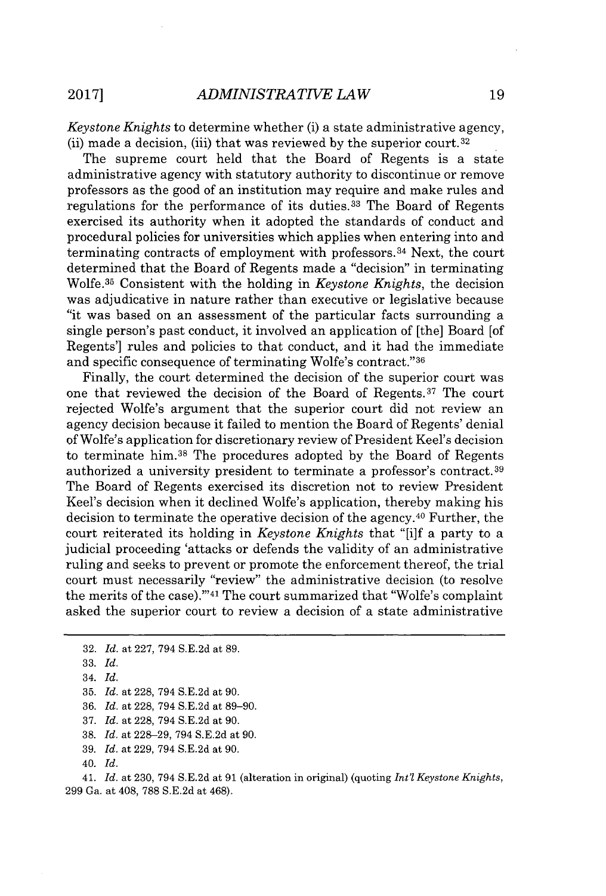*Keystone Knights* to determine whether (i) a state administrative agency, (ii) made a decision, (iii) that was reviewed by the superior court.[32]

The supreme court held that the Board of Regents is a state administrative agency with statutory authority to discontinue or remove professors as the good of an institution may require and make rules and regulations for the performance of its duties.[33] The Board of Regents exercised its authority when it adopted the standards of conduct and procedural policies for universities which applies when entering into and terminating contracts of employment with professors.[34] Next, the court determined that the Board of Regents made a "decision" in terminating Wolfe.[35] Consistent with the holding in *Keystone Knights*, the decision was adjudicative in nature rather than executive or legislative because "it was based on an assessment of the particular facts surrounding a single person's past conduct, it involved an application of [the] Board [of Regents'] rules and policies to that conduct, and it had the immediate and specific consequence of terminating Wolfe's contract."[36]

Finally, the court determined the decision of the superior court was one that reviewed the decision of the Board of Regents.[37] The court rejected Wolfe's argument that the superior court did not review an agency decision because it failed to mention the Board of Regents' denial of Wolfe's application for discretionary review of President Keel's decision to terminate him.[38] The procedures adopted by the Board of Regents authorized a university president to terminate a professor's contract.[39] The Board of Regents exercised its discretion not to review President Keel's decision when it declined Wolfe's application, thereby making his decision to terminate the operative decision of the agency.[40] Further, the court reiterated its holding in *Keystone Knights* that "[i]f a party to a judicial proceeding 'attacks or defends the validity of an administrative ruling and seeks to prevent or promote the enforcement thereof, the trial court must necessarily "review" the administrative decision (to resolve the merits of the case).'"[41] The court summarized that "Wolfe's complaint asked the superior court to review a decision of a state administrative

---

32. *Id.* at 227, 794 S.E.2d at 89.
33. *Id.*
34. *Id.*
35. *Id.* at 228, 794 S.E.2d at 90.
36. *Id.* at 228, 794 S.E.2d at 89–90.
37. *Id.* at 228, 794 S.E.2d at 90.
38. *Id.* at 228–29, 794 S.E.2d at 90.
39. *Id.* at 229, 794 S.E.2d at 90.
40. *Id.*
41. *Id.* at 230, 794 S.E.2d at 91 (alteration in original) (quoting *Int'l Keystone Knights*, 299 Ga. at 408, 788 S.E.2d at 468).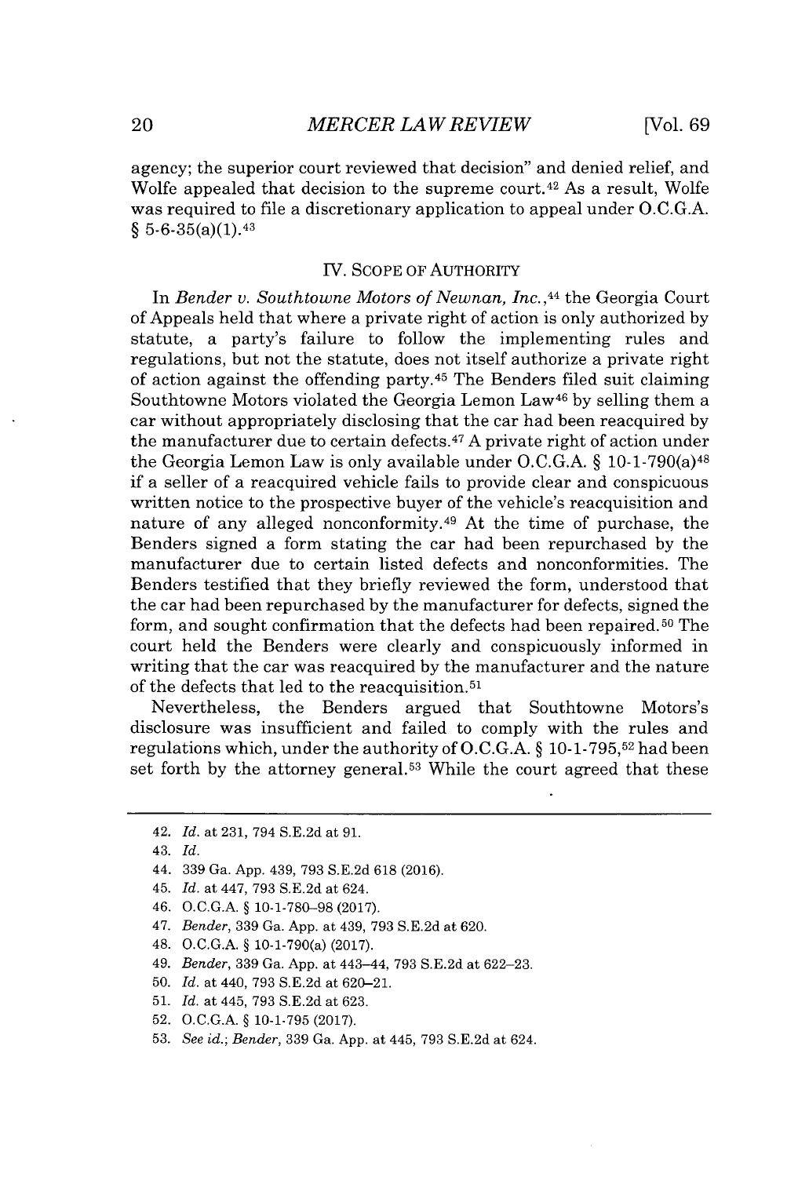agency; the superior court reviewed that decision" and denied relief, and Wolfe appealed that decision to the supreme court.[42] As a result, Wolfe was required to file a discretionary application to appeal under O.C.G.A. § 5-6-35(a)(1).[43]

## IV. SCOPE OF AUTHORITY

In *Bender v. Southtowne Motors of Newnan, Inc.*,[44] the Georgia Court of Appeals held that where a private right of action is only authorized by statute, a party's failure to follow the implementing rules and regulations, but not the statute, does not itself authorize a private right of action against the offending party.[45] The Benders filed suit claiming Southtowne Motors violated the Georgia Lemon Law[46] by selling them a car without appropriately disclosing that the car had been reacquired by the manufacturer due to certain defects.[47] A private right of action under the Georgia Lemon Law is only available under O.C.G.A. § 10-1-790(a)[48] if a seller of a reacquired vehicle fails to provide clear and conspicuous written notice to the prospective buyer of the vehicle's reacquisition and nature of any alleged nonconformity.[49] At the time of purchase, the Benders signed a form stating the car had been repurchased by the manufacturer due to certain listed defects and nonconformities. The Benders testified that they briefly reviewed the form, understood that the car had been repurchased by the manufacturer for defects, signed the form, and sought confirmation that the defects had been repaired.[50] The court held the Benders were clearly and conspicuously informed in writing that the car was reacquired by the manufacturer and the nature of the defects that led to the reacquisition.[51]

Nevertheless, the Benders argued that Southtowne Motors's disclosure was insufficient and failed to comply with the rules and regulations which, under the authority of O.C.G.A. § 10-1-795,[52] had been set forth by the attorney general.[53] While the court agreed that these

---

42. *Id.* at 231, 794 S.E.2d at 91.
43. *Id.*
44. 339 Ga. App. 439, 793 S.E.2d 618 (2016).
45. *Id.* at 447, 793 S.E.2d at 624.
46. O.C.G.A. § 10-1-780–98 (2017).
47. *Bender*, 339 Ga. App. at 439, 793 S.E.2d at 620.
48. O.C.G.A. § 10-1-790(a) (2017).
49. *Bender*, 339 Ga. App. at 443–44, 793 S.E.2d at 622–23.
50. *Id.* at 440, 793 S.E.2d at 620–21.
51. *Id.* at 445, 793 S.E.2d at 623.
52. O.C.G.A. § 10-1-795 (2017).
53. *See id.*; *Bender*, 339 Ga. App. at 445, 793 S.E.2d at 624.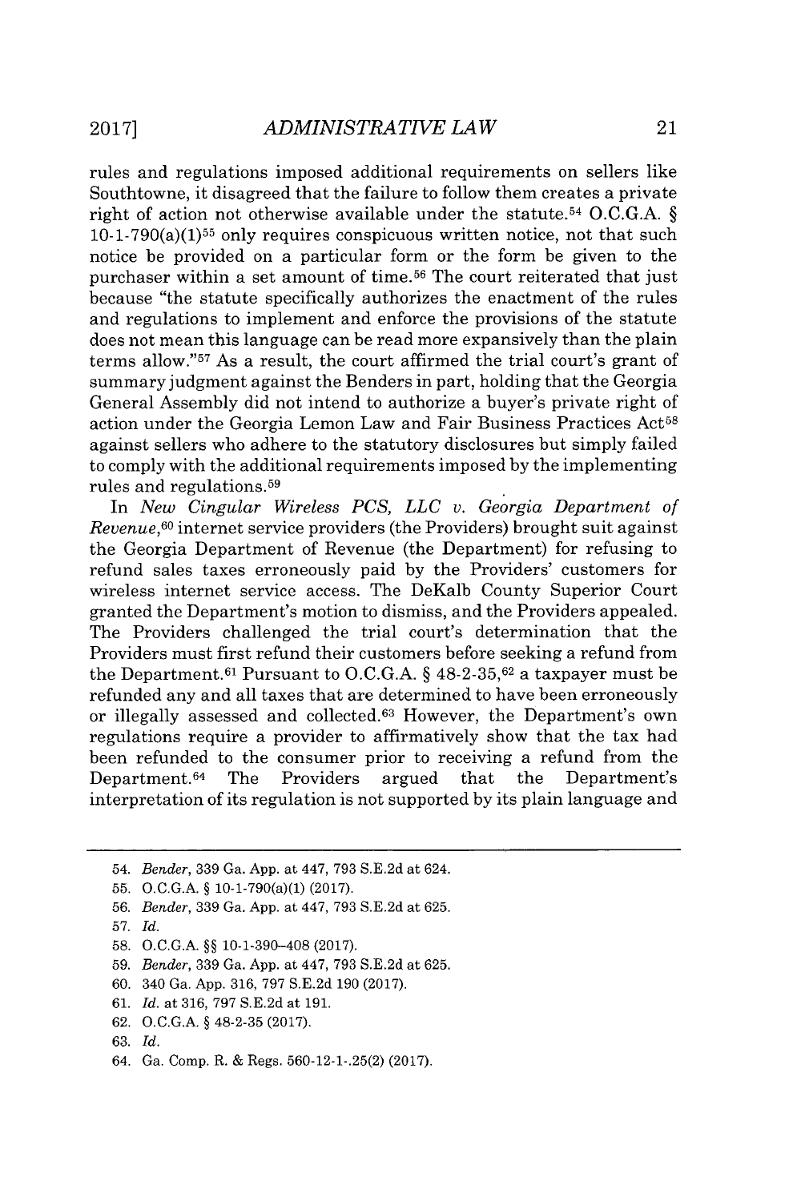rules and regulations imposed additional requirements on sellers like Southtowne, it disagreed that the failure to follow them creates a private right of action not otherwise available under the statute.[54] O.C.G.A. § 10-1-790(a)(1)[55] only requires conspicuous written notice, not that such notice be provided on a particular form or the form be given to the purchaser within a set amount of time.[56] The court reiterated that just because "the statute specifically authorizes the enactment of the rules and regulations to implement and enforce the provisions of the statute does not mean this language can be read more expansively than the plain terms allow."[57] As a result, the court affirmed the trial court's grant of summary judgment against the Benders in part, holding that the Georgia General Assembly did not intend to authorize a buyer's private right of action under the Georgia Lemon Law and Fair Business Practices Act[58] against sellers who adhere to the statutory disclosures but simply failed to comply with the additional requirements imposed by the implementing rules and regulations.[59]

In *New Cingular Wireless PCS, LLC v. Georgia Department of Revenue*,[60] internet service providers (the Providers) brought suit against the Georgia Department of Revenue (the Department) for refusing to refund sales taxes erroneously paid by the Providers' customers for wireless internet service access. The DeKalb County Superior Court granted the Department's motion to dismiss, and the Providers appealed. The Providers challenged the trial court's determination that the Providers must first refund their customers before seeking a refund from the Department.[61] Pursuant to O.C.G.A. § 48-2-35,[62] a taxpayer must be refunded any and all taxes that are determined to have been erroneously or illegally assessed and collected.[63] However, the Department's own regulations require a provider to affirmatively show that the tax had been refunded to the consumer prior to receiving a refund from the Department.[64] The Providers argued that the Department's interpretation of its regulation is not supported by its plain language and

---

54. *Bender*, 339 Ga. App. at 447, 793 S.E.2d at 624.

55. O.C.G.A. § 10-1-790(a)(1) (2017).

56. *Bender*, 339 Ga. App. at 447, 793 S.E.2d at 625.

57. *Id.*

58. O.C.G.A. §§ 10-1-390–408 (2017).

59. *Bender*, 339 Ga. App. at 447, 793 S.E.2d at 625.

60. 340 Ga. App. 316, 797 S.E.2d 190 (2017).

61. *Id.* at 316, 797 S.E.2d at 191.

62. O.C.G.A. § 48-2-35 (2017).

63. *Id.*

64. Ga. Comp. R. & Regs. 560-12-1-.25(2) (2017).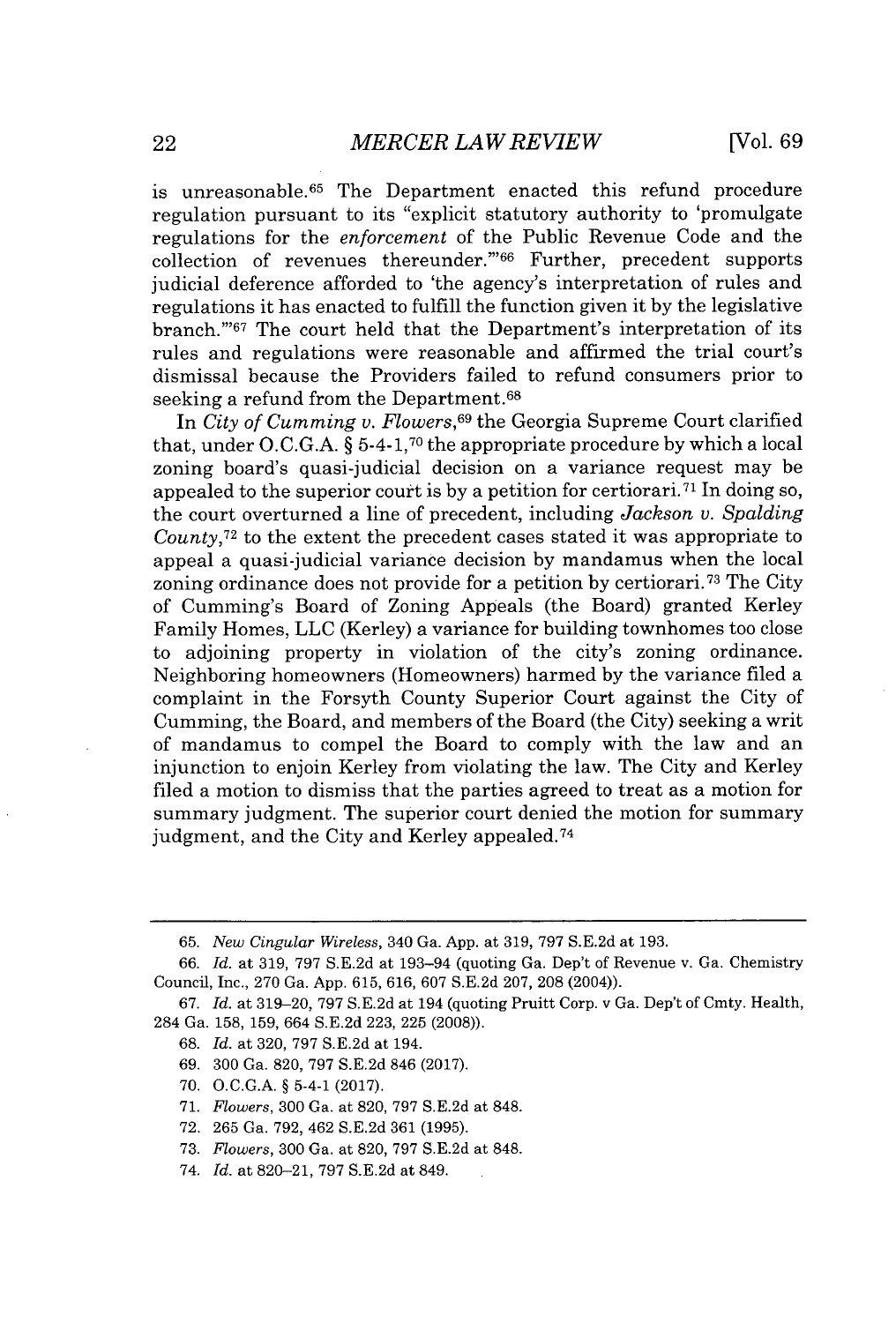is unreasonable.[65] The Department enacted this refund procedure regulation pursuant to its "explicit statutory authority to 'promulgate regulations for the *enforcement* of the Public Revenue Code and the collection of revenues thereunder.'"[66] Further, precedent supports judicial deference afforded to 'the agency's interpretation of rules and regulations it has enacted to fulfill the function given it by the legislative branch.'"[67] The court held that the Department's interpretation of its rules and regulations were reasonable and affirmed the trial court's dismissal because the Providers failed to refund consumers prior to seeking a refund from the Department.[68]

In *City of Cumming v. Flowers*,[69] the Georgia Supreme Court clarified that, under O.C.G.A. § 5-4-1,[70] the appropriate procedure by which a local zoning board's quasi-judicial decision on a variance request may be appealed to the superior court is by a petition for certiorari.[71] In doing so, the court overturned a line of precedent, including *Jackson v. Spalding County*,[72] to the extent the precedent cases stated it was appropriate to appeal a quasi-judicial variance decision by mandamus when the local zoning ordinance does not provide for a petition by certiorari.[73] The City of Cumming's Board of Zoning Appeals (the Board) granted Kerley Family Homes, LLC (Kerley) a variance for building townhomes too close to adjoining property in violation of the city's zoning ordinance. Neighboring homeowners (Homeowners) harmed by the variance filed a complaint in the Forsyth County Superior Court against the City of Cumming, the Board, and members of the Board (the City) seeking a writ of mandamus to compel the Board to comply with the law and an injunction to enjoin Kerley from violating the law. The City and Kerley filed a motion to dismiss that the parties agreed to treat as a motion for summary judgment. The superior court denied the motion for summary judgment, and the City and Kerley appealed.[74]

---

65. *New Cingular Wireless*, 340 Ga. App. at 319, 797 S.E.2d at 193.

66. *Id.* at 319, 797 S.E.2d at 193–94 (quoting Ga. Dep't of Revenue v. Ga. Chemistry Council, Inc., 270 Ga. App. 615, 616, 607 S.E.2d 207, 208 (2004)).

67. *Id.* at 319–20, 797 S.E.2d at 194 (quoting Pruitt Corp. v Ga. Dep't of Cmty. Health, 284 Ga. 158, 159, 664 S.E.2d 223, 225 (2008)).

68. *Id.* at 320, 797 S.E.2d at 194.

69. 300 Ga. 820, 797 S.E.2d 846 (2017).

70. O.C.G.A. § 5-4-1 (2017).

71. *Flowers*, 300 Ga. at 820, 797 S.E.2d at 848.

72. 265 Ga. 792, 462 S.E.2d 361 (1995).

73. *Flowers*, 300 Ga. at 820, 797 S.E.2d at 848.

74. *Id.* at 820–21, 797 S.E.2d at 849.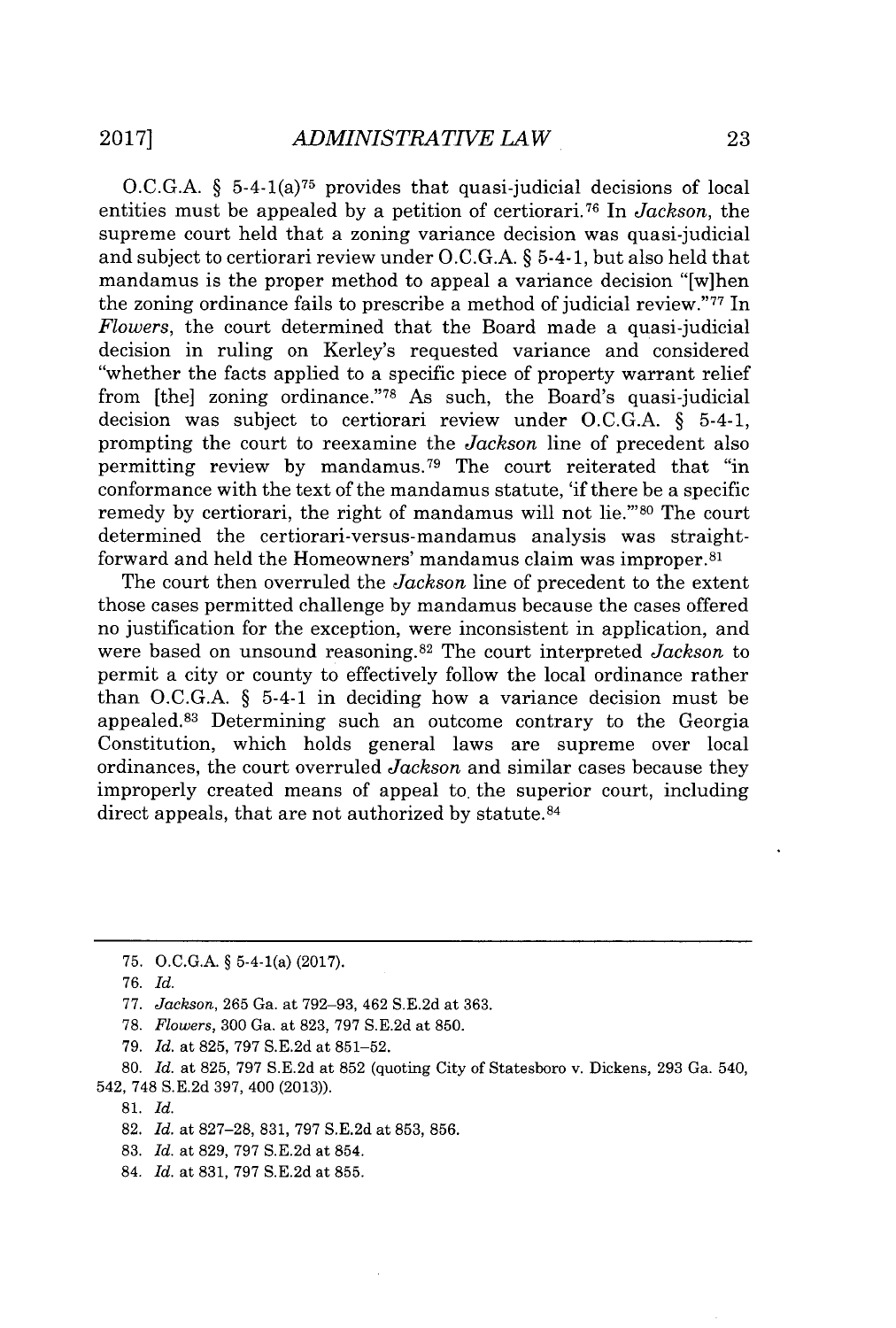O.C.G.A. § 5-4-1(a)[75] provides that quasi-judicial decisions of local entities must be appealed by a petition of certiorari.[76] In *Jackson*, the supreme court held that a zoning variance decision was quasi-judicial and subject to certiorari review under O.C.G.A. § 5-4-1, but also held that mandamus is the proper method to appeal a variance decision "[w]hen the zoning ordinance fails to prescribe a method of judicial review."[77] In *Flowers*, the court determined that the Board made a quasi-judicial decision in ruling on Kerley's requested variance and considered "whether the facts applied to a specific piece of property warrant relief from [the] zoning ordinance."[78] As such, the Board's quasi-judicial decision was subject to certiorari review under O.C.G.A. § 5-4-1, prompting the court to reexamine the *Jackson* line of precedent also permitting review by mandamus.[79] The court reiterated that "in conformance with the text of the mandamus statute, 'if there be a specific remedy by certiorari, the right of mandamus will not lie.'"[80] The court determined the certiorari-versus-mandamus analysis was straightforward and held the Homeowners' mandamus claim was improper.[81]

The court then overruled the *Jackson* line of precedent to the extent those cases permitted challenge by mandamus because the cases offered no justification for the exception, were inconsistent in application, and were based on unsound reasoning.[82] The court interpreted *Jackson* to permit a city or county to effectively follow the local ordinance rather than O.C.G.A. § 5-4-1 in deciding how a variance decision must be appealed.[83] Determining such an outcome contrary to the Georgia Constitution, which holds general laws are supreme over local ordinances, the court overruled *Jackson* and similar cases because they improperly created means of appeal to the superior court, including direct appeals, that are not authorized by statute.[84]

---

75. O.C.G.A. § 5-4-1(a) (2017).

76. *Id.*

77. *Jackson*, 265 Ga. at 792–93, 462 S.E.2d at 363.

78. *Flowers*, 300 Ga. at 823, 797 S.E.2d at 850.

79. *Id.* at 825, 797 S.E.2d at 851–52.

80. *Id.* at 825, 797 S.E.2d at 852 (quoting City of Statesboro v. Dickens, 293 Ga. 540, 542, 748 S.E.2d 397, 400 (2013)).

81. *Id.*

82. *Id.* at 827–28, 831, 797 S.E.2d at 853, 856.

83. *Id.* at 829, 797 S.E.2d at 854.

84. *Id.* at 831, 797 S.E.2d at 855.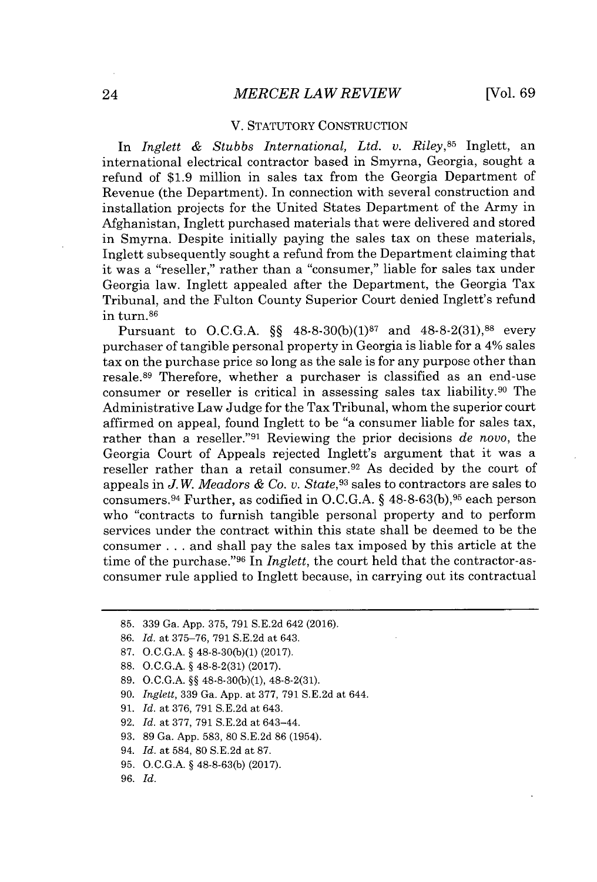## V. STATUTORY CONSTRUCTION

In *Inglett & Stubbs International, Ltd. v. Riley*,[85] Inglett, an international electrical contractor based in Smyrna, Georgia, sought a refund of $1.9 million in sales tax from the Georgia Department of Revenue (the Department). In connection with several construction and installation projects for the United States Department of the Army in Afghanistan, Inglett purchased materials that were delivered and stored in Smyrna. Despite initially paying the sales tax on these materials, Inglett subsequently sought a refund from the Department claiming that it was a "reseller," rather than a "consumer," liable for sales tax under Georgia law. Inglett appealed after the Department, the Georgia Tax Tribunal, and the Fulton County Superior Court denied Inglett's refund in turn.[86]

Pursuant to O.C.G.A. §§ 48-8-30(b)(1)[87] and 48-8-2(31),[88] every purchaser of tangible personal property in Georgia is liable for a 4% sales tax on the purchase price so long as the sale is for any purpose other than resale.[89] Therefore, whether a purchaser is classified as an end-use consumer or reseller is critical in assessing sales tax liability.[90] The Administrative Law Judge for the Tax Tribunal, whom the superior court affirmed on appeal, found Inglett to be "a consumer liable for sales tax, rather than a reseller."[91] Reviewing the prior decisions *de novo*, the Georgia Court of Appeals rejected Inglett's argument that it was a reseller rather than a retail consumer.[92] As decided by the court of appeals in *J.W. Meadors & Co. v. State*,[93] sales to contractors are sales to consumers.[94] Further, as codified in O.C.G.A. § 48-8-63(b),[95] each person who "contracts to furnish tangible personal property and to perform services under the contract within this state shall be deemed to be the consumer . . . and shall pay the sales tax imposed by this article at the time of the purchase."[96] In *Inglett*, the court held that the contractor-as-consumer rule applied to Inglett because, in carrying out its contractual

---

85. 339 Ga. App. 375, 791 S.E.2d 642 (2016).
86. *Id.* at 375–76, 791 S.E.2d at 643.
87. O.C.G.A. § 48-8-30(b)(1) (2017).
88. O.C.G.A. § 48-8-2(31) (2017).
89. O.C.G.A. §§ 48-8-30(b)(1), 48-8-2(31).
90. *Inglett*, 339 Ga. App. at 377, 791 S.E.2d at 644.
91. *Id.* at 376, 791 S.E.2d at 643.
92. *Id.* at 377, 791 S.E.2d at 643–44.
93. 89 Ga. App. 583, 80 S.E.2d 86 (1954).
94. *Id.* at 584, 80 S.E.2d at 87.
95. O.C.G.A. § 48-8-63(b) (2017).
96. *Id.*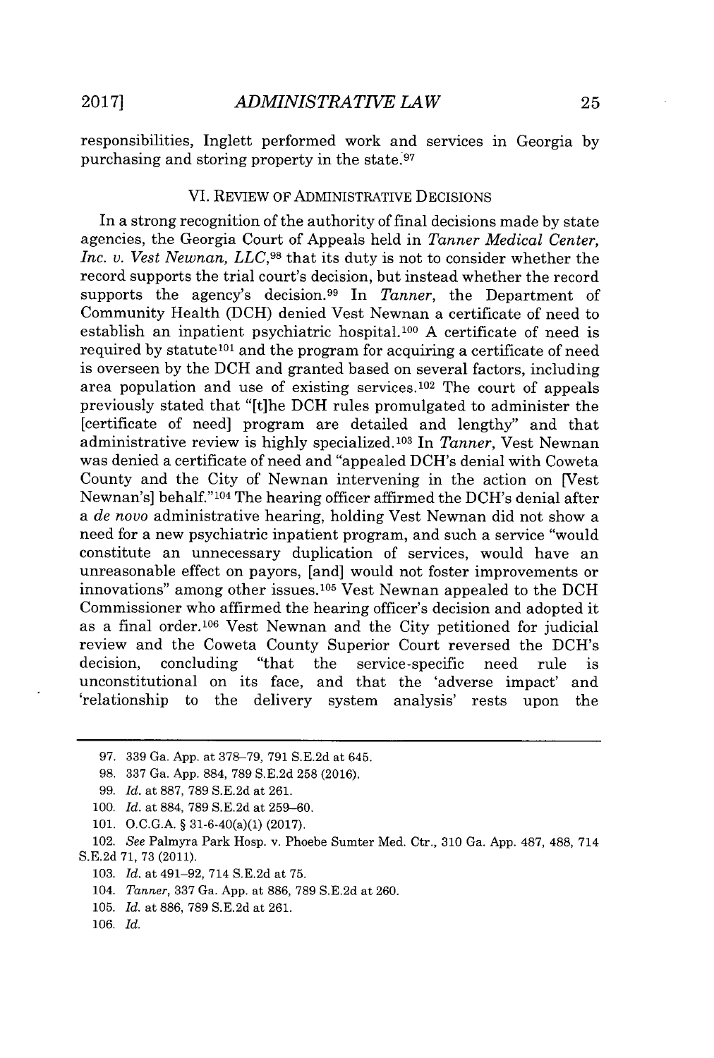responsibilities, Inglett performed work and services in Georgia by purchasing and storing property in the state.[97]

## VI. REVIEW OF ADMINISTRATIVE DECISIONS

In a strong recognition of the authority of final decisions made by state agencies, the Georgia Court of Appeals held in *Tanner Medical Center, Inc. v. Vest Newnan, LLC*,[98] that its duty is not to consider whether the record supports the trial court's decision, but instead whether the record supports the agency's decision.[99] In *Tanner*, the Department of Community Health (DCH) denied Vest Newnan a certificate of need to establish an inpatient psychiatric hospital.[100] A certificate of need is required by statute[101] and the program for acquiring a certificate of need is overseen by the DCH and granted based on several factors, including area population and use of existing services.[102] The court of appeals previously stated that "[t]he DCH rules promulgated to administer the [certificate of need] program are detailed and lengthy" and that administrative review is highly specialized.[103] In *Tanner*, Vest Newnan was denied a certificate of need and "appealed DCH's denial with Coweta County and the City of Newnan intervening in the action on [Vest Newnan's] behalf."[104] The hearing officer affirmed the DCH's denial after a *de novo* administrative hearing, holding Vest Newnan did not show a need for a new psychiatric inpatient program, and such a service "would constitute an unnecessary duplication of services, would have an unreasonable effect on payors, [and] would not foster improvements or innovations" among other issues.[105] Vest Newnan appealed to the DCH Commissioner who affirmed the hearing officer's decision and adopted it as a final order.[106] Vest Newnan and the City petitioned for judicial review and the Coweta County Superior Court reversed the DCH's decision, concluding "that the service-specific need rule is unconstitutional on its face, and that the 'adverse impact' and 'relationship to the delivery system analysis' rests upon the

---

97. 339 Ga. App. at 378–79, 791 S.E.2d at 645.

98. 337 Ga. App. 884, 789 S.E.2d 258 (2016).

99. *Id.* at 887, 789 S.E.2d at 261.

100. *Id.* at 884, 789 S.E.2d at 259–60.

101. O.C.G.A. § 31-6-40(a)(1) (2017).

102. *See* Palmyra Park Hosp. v. Phoebe Sumter Med. Ctr., 310 Ga. App. 487, 488, 714 S.E.2d 71, 73 (2011).

103. *Id.* at 491–92, 714 S.E.2d at 75.

104. *Tanner*, 337 Ga. App. at 886, 789 S.E.2d at 260.

105. *Id.* at 886, 789 S.E.2d at 261.

106. *Id.*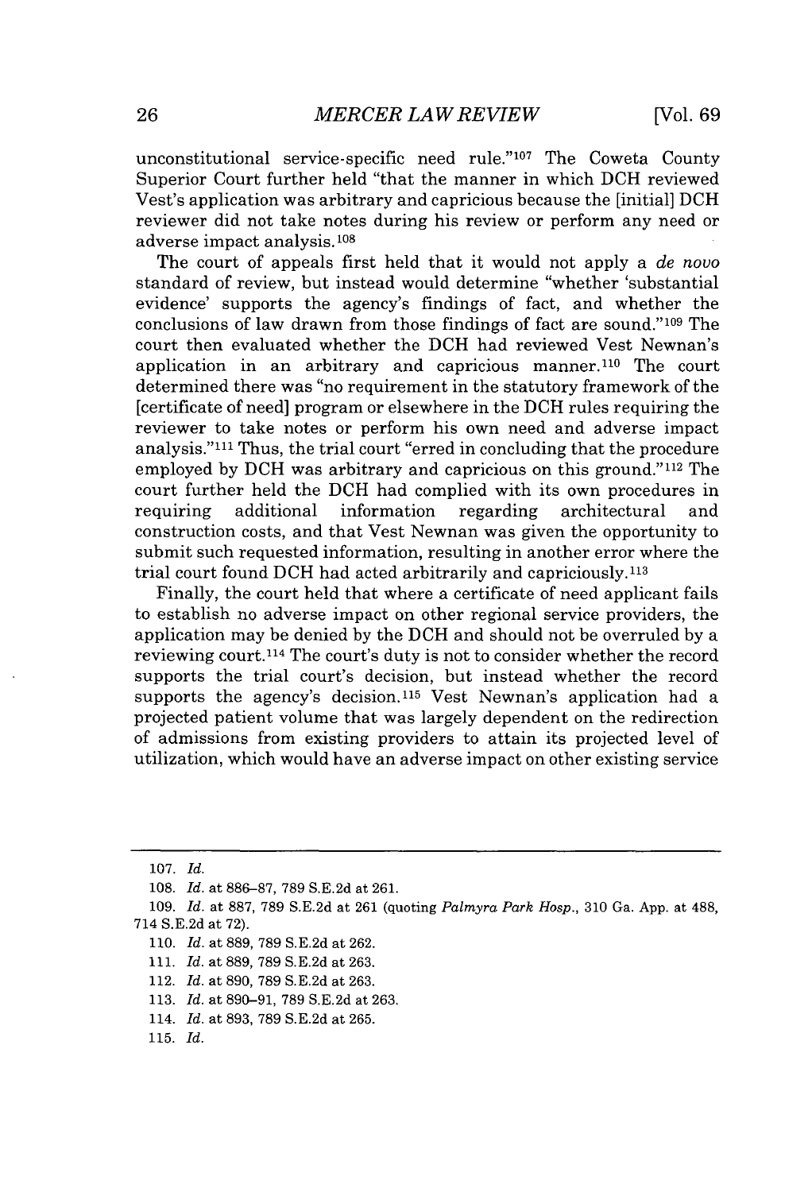unconstitutional service-specific need rule."[107] The Coweta County Superior Court further held "that the manner in which DCH reviewed Vest's application was arbitrary and capricious because the [initial] DCH reviewer did not take notes during his review or perform any need or adverse impact analysis.[108]

The court of appeals first held that it would not apply a *de novo* standard of review, but instead would determine "whether 'substantial evidence' supports the agency's findings of fact, and whether the conclusions of law drawn from those findings of fact are sound."[109] The court then evaluated whether the DCH had reviewed Vest Newnan's application in an arbitrary and capricious manner.[110] The court determined there was "no requirement in the statutory framework of the [certificate of need] program or elsewhere in the DCH rules requiring the reviewer to take notes or perform his own need and adverse impact analysis."[111] Thus, the trial court "erred in concluding that the procedure employed by DCH was arbitrary and capricious on this ground."[112] The court further held the DCH had complied with its own procedures in requiring additional information regarding architectural and construction costs, and that Vest Newnan was given the opportunity to submit such requested information, resulting in another error where the trial court found DCH had acted arbitrarily and capriciously.[113]

Finally, the court held that where a certificate of need applicant fails to establish no adverse impact on other regional service providers, the application may be denied by the DCH and should not be overruled by a reviewing court.[114] The court's duty is not to consider whether the record supports the trial court's decision, but instead whether the record supports the agency's decision.[115] Vest Newnan's application had a projected patient volume that was largely dependent on the redirection of admissions from existing providers to attain its projected level of utilization, which would have an adverse impact on other existing service

---

107. *Id.*

108. *Id.* at 886–87, 789 S.E.2d at 261.

109. *Id.* at 887, 789 S.E.2d at 261 (quoting *Palmyra Park Hosp.*, 310 Ga. App. at 488, 714 S.E.2d at 72).

110. *Id.* at 889, 789 S.E.2d at 262.

111. *Id.* at 889, 789 S.E.2d at 263.

112. *Id.* at 890, 789 S.E.2d at 263.

113. *Id.* at 890–91, 789 S.E.2d at 263.

114. *Id.* at 893, 789 S.E.2d at 265.

115. *Id.*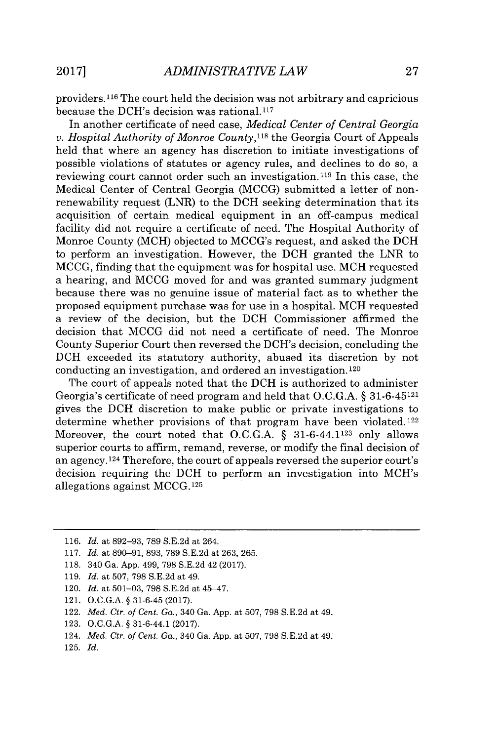providers.[116] The court held the decision was not arbitrary and capricious because the DCH's decision was rational.[117]

In another certificate of need case, *Medical Center of Central Georgia v. Hospital Authority of Monroe County*,[118] the Georgia Court of Appeals held that where an agency has discretion to initiate investigations of possible violations of statutes or agency rules, and declines to do so, a reviewing court cannot order such an investigation.[119] In this case, the Medical Center of Central Georgia (MCCG) submitted a letter of non-renewability request (LNR) to the DCH seeking determination that its acquisition of certain medical equipment in an off-campus medical facility did not require a certificate of need. The Hospital Authority of Monroe County (MCH) objected to MCCG's request, and asked the DCH to perform an investigation. However, the DCH granted the LNR to MCCG, finding that the equipment was for hospital use. MCH requested a hearing, and MCCG moved for and was granted summary judgment because there was no genuine issue of material fact as to whether the proposed equipment purchase was for use in a hospital. MCH requested a review of the decision, but the DCH Commissioner affirmed the decision that MCCG did not need a certificate of need. The Monroe County Superior Court then reversed the DCH's decision, concluding the DCH exceeded its statutory authority, abused its discretion by not conducting an investigation, and ordered an investigation.[120]

The court of appeals noted that the DCH is authorized to administer Georgia's certificate of need program and held that O.C.G.A. § 31-6-45[121] gives the DCH discretion to make public or private investigations to determine whether provisions of that program have been violated.[122] Moreover, the court noted that O.C.G.A. § 31-6-44.1[123] only allows superior courts to affirm, remand, reverse, or modify the final decision of an agency.[124] Therefore, the court of appeals reversed the superior court's decision requiring the DCH to perform an investigation into MCH's allegations against MCCG.[125]

---

116. *Id.* at 892–93, 789 S.E.2d at 264.

117. *Id.* at 890–91, 893, 789 S.E.2d at 263, 265.

118. 340 Ga. App. 499, 798 S.E.2d 42 (2017).

119. *Id.* at 507, 798 S.E.2d at 49.

120. *Id.* at 501–03, 798 S.E.2d at 45–47.

121. O.C.G.A. § 31-6-45 (2017).

122. *Med. Ctr. of Cent. Ga.*, 340 Ga. App. at 507, 798 S.E.2d at 49.

123. O.C.G.A. § 31-6-44.1 (2017).

124. *Med. Ctr. of Cent. Ga.*, 340 Ga. App. at 507, 798 S.E.2d at 49.

125. *Id.*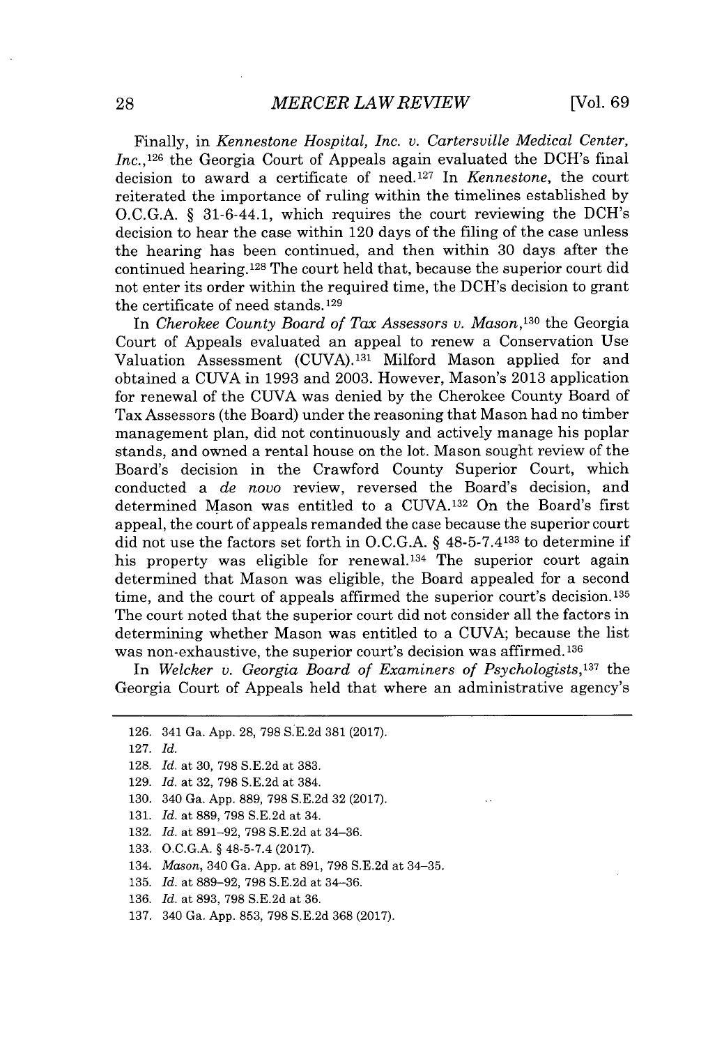Finally, in *Kennestone Hospital, Inc. v. Cartersville Medical Center, Inc.*,[126] the Georgia Court of Appeals again evaluated the DCH's final decision to award a certificate of need.[127] In *Kennestone*, the court reiterated the importance of ruling within the timelines established by O.C.G.A. § 31-6-44.1, which requires the court reviewing the DCH's decision to hear the case within 120 days of the filing of the case unless the hearing has been continued, and then within 30 days after the continued hearing.[128] The court held that, because the superior court did not enter its order within the required time, the DCH's decision to grant the certificate of need stands.[129]

In *Cherokee County Board of Tax Assessors v. Mason*,[130] the Georgia Court of Appeals evaluated an appeal to renew a Conservation Use Valuation Assessment (CUVA).[131] Milford Mason applied for and obtained a CUVA in 1993 and 2003. However, Mason's 2013 application for renewal of the CUVA was denied by the Cherokee County Board of Tax Assessors (the Board) under the reasoning that Mason had no timber management plan, did not continuously and actively manage his poplar stands, and owned a rental house on the lot. Mason sought review of the Board's decision in the Crawford County Superior Court, which conducted a *de novo* review, reversed the Board's decision, and determined Mason was entitled to a CUVA.[132] On the Board's first appeal, the court of appeals remanded the case because the superior court did not use the factors set forth in O.C.G.A. § 48-5-7.4[133] to determine if his property was eligible for renewal.[134] The superior court again determined that Mason was eligible, the Board appealed for a second time, and the court of appeals affirmed the superior court's decision.[135] The court noted that the superior court did not consider all the factors in determining whether Mason was entitled to a CUVA; because the list was non-exhaustive, the superior court's decision was affirmed.[136]

In *Welcker v. Georgia Board of Examiners of Psychologists*,[137] the Georgia Court of Appeals held that where an administrative agency's

---

126. 341 Ga. App. 28, 798 S.E.2d 381 (2017).

127. *Id.*

128. *Id.* at 30, 798 S.E.2d at 383.

129. *Id.* at 32, 798 S.E.2d at 384.

130. 340 Ga. App. 889, 798 S.E.2d 32 (2017).

131. *Id.* at 889, 798 S.E.2d at 34.

132. *Id.* at 891–92, 798 S.E.2d at 34–36.

133. O.C.G.A. § 48-5-7.4 (2017).

134. *Mason*, 340 Ga. App. at 891, 798 S.E.2d at 34–35.

135. *Id.* at 889–92, 798 S.E.2d at 34–36.

136. *Id.* at 893, 798 S.E.2d at 36.

137. 340 Ga. App. 853, 798 S.E.2d 368 (2017).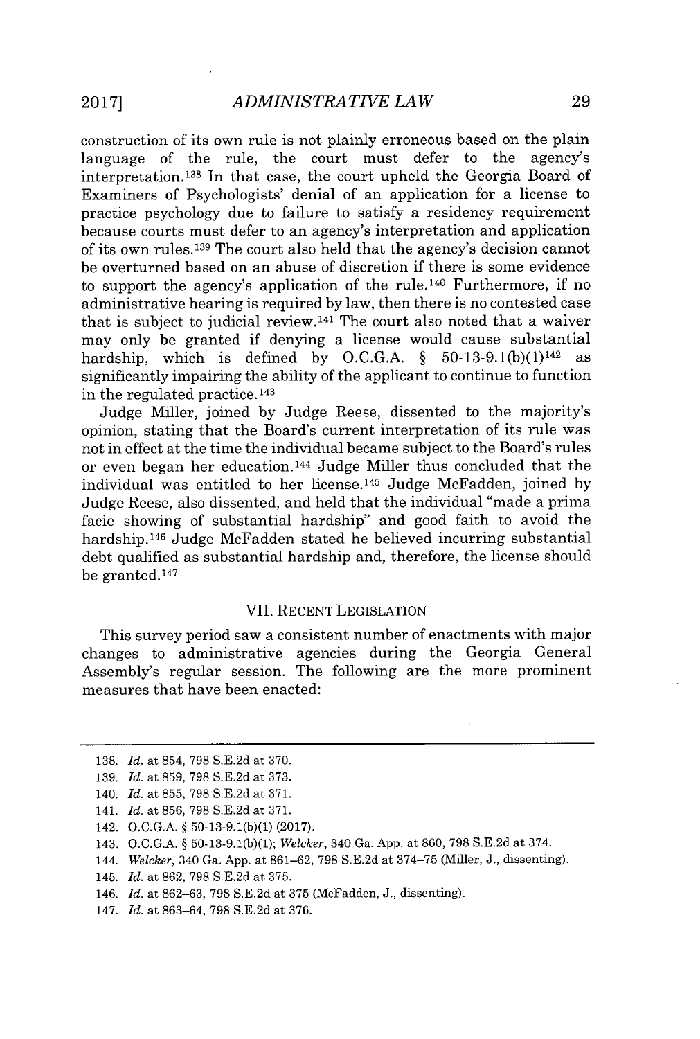construction of its own rule is not plainly erroneous based on the plain language of the rule, the court must defer to the agency's interpretation.[138] In that case, the court upheld the Georgia Board of Examiners of Psychologists' denial of an application for a license to practice psychology due to failure to satisfy a residency requirement because courts must defer to an agency's interpretation and application of its own rules.[139] The court also held that the agency's decision cannot be overturned based on an abuse of discretion if there is some evidence to support the agency's application of the rule.[140] Furthermore, if no administrative hearing is required by law, then there is no contested case that is subject to judicial review.[141] The court also noted that a waiver may only be granted if denying a license would cause substantial hardship, which is defined by O.C.G.A. § 50-13-9.1(b)(1)[142] as significantly impairing the ability of the applicant to continue to function in the regulated practice.[143]

Judge Miller, joined by Judge Reese, dissented to the majority's opinion, stating that the Board's current interpretation of its rule was not in effect at the time the individual became subject to the Board's rules or even began her education.[144] Judge Miller thus concluded that the individual was entitled to her license.[145] Judge McFadden, joined by Judge Reese, also dissented, and held that the individual "made a prima facie showing of substantial hardship" and good faith to avoid the hardship.[146] Judge McFadden stated he believed incurring substantial debt qualified as substantial hardship and, therefore, the license should be granted.[147]

## VII. RECENT LEGISLATION

This survey period saw a consistent number of enactments with major changes to administrative agencies during the Georgia General Assembly's regular session. The following are the more prominent measures that have been enacted:

---

138. *Id.* at 854, 798 S.E.2d at 370.
139. *Id.* at 859, 798 S.E.2d at 373.
140. *Id.* at 855, 798 S.E.2d at 371.
141. *Id.* at 856, 798 S.E.2d at 371.
142. O.C.G.A. § 50-13-9.1(b)(1) (2017).
143. O.C.G.A. § 50-13-9.1(b)(1); *Welcker*, 340 Ga. App. at 860, 798 S.E.2d at 374.
144. *Welcker*, 340 Ga. App. at 861–62, 798 S.E.2d at 374–75 (Miller, J., dissenting).
145. *Id.* at 862, 798 S.E.2d at 375.
146. *Id.* at 862–63, 798 S.E.2d at 375 (McFadden, J., dissenting).
147. *Id.* at 863–64, 798 S.E.2d at 376.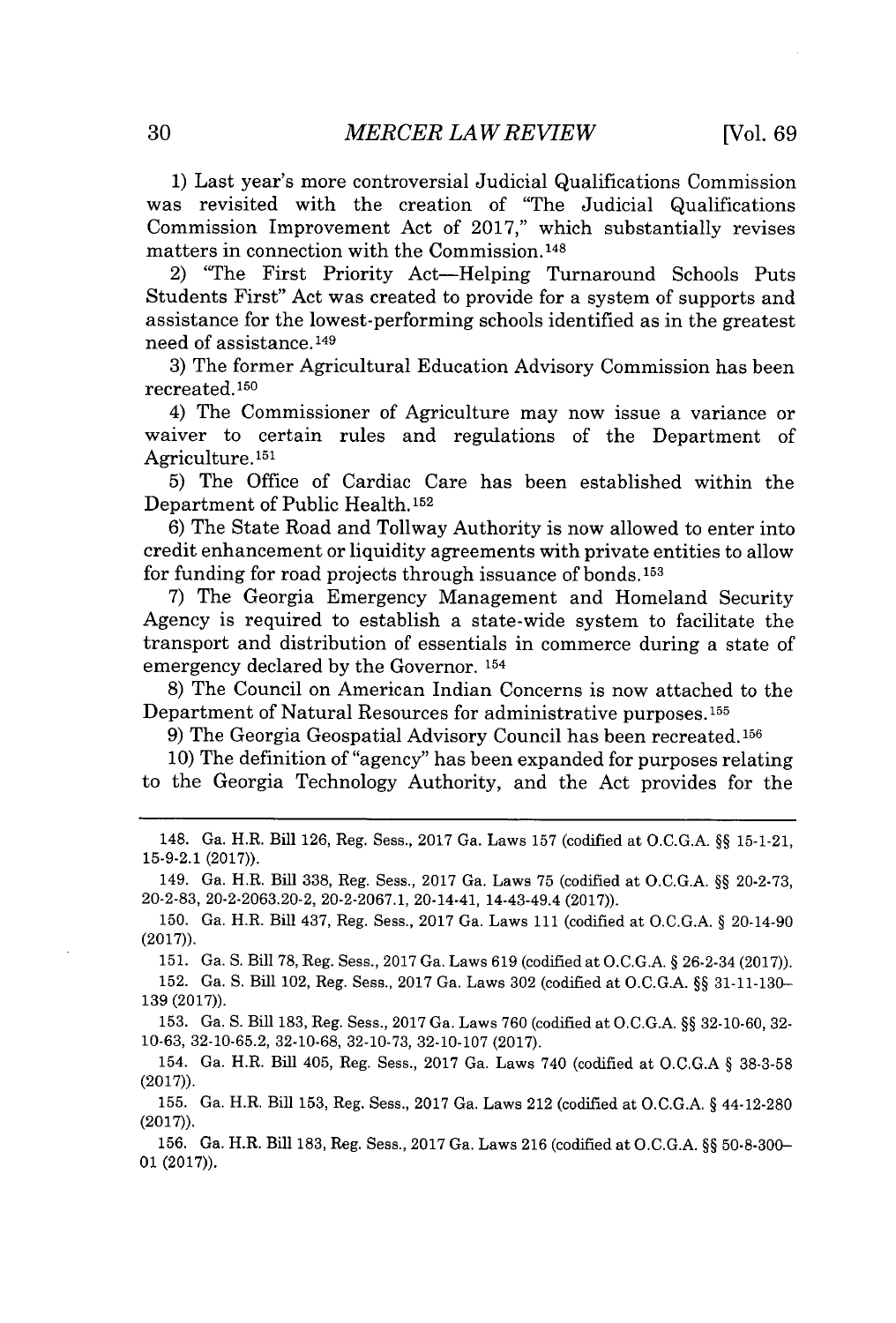1) Last year's more controversial Judicial Qualifications Commission was revisited with the creation of "The Judicial Qualifications Commission Improvement Act of 2017," which substantially revises matters in connection with the Commission.[148]

2) "The First Priority Act—Helping Turnaround Schools Puts Students First" Act was created to provide for a system of supports and assistance for the lowest-performing schools identified as in the greatest need of assistance.[149]

3) The former Agricultural Education Advisory Commission has been recreated.[150]

4) The Commissioner of Agriculture may now issue a variance or waiver to certain rules and regulations of the Department of Agriculture.[151]

5) The Office of Cardiac Care has been established within the Department of Public Health.[152]

6) The State Road and Tollway Authority is now allowed to enter into credit enhancement or liquidity agreements with private entities to allow for funding for road projects through issuance of bonds.[153]

7) The Georgia Emergency Management and Homeland Security Agency is required to establish a state-wide system to facilitate the transport and distribution of essentials in commerce during a state of emergency declared by the Governor.[154]

8) The Council on American Indian Concerns is now attached to the Department of Natural Resources for administrative purposes.[155]

9) The Georgia Geospatial Advisory Council has been recreated.[156]

10) The definition of "agency" has been expanded for purposes relating to the Georgia Technology Authority, and the Act provides for the

---

148. Ga. H.R. Bill 126, Reg. Sess., 2017 Ga. Laws 157 (codified at O.C.G.A. §§ 15-1-21, 15-9-2.1 (2017)).

149. Ga. H.R. Bill 338, Reg. Sess., 2017 Ga. Laws 75 (codified at O.C.G.A. §§ 20-2-73, 20-2-83, 20-2-2063.20-2, 20-2-2067.1, 20-14-41, 14-43-49.4 (2017)).

150. Ga. H.R. Bill 437, Reg. Sess., 2017 Ga. Laws 111 (codified at O.C.G.A. § 20-14-90 (2017)).

151. Ga. S. Bill 78, Reg. Sess., 2017 Ga. Laws 619 (codified at O.C.G.A. § 26-2-34 (2017)).

152. Ga. S. Bill 102, Reg. Sess., 2017 Ga. Laws 302 (codified at O.C.G.A. §§ 31-11-130–139 (2017)).

153. Ga. S. Bill 183, Reg. Sess., 2017 Ga. Laws 760 (codified at O.C.G.A. §§ 32-10-60, 32-10-63, 32-10-65.2, 32-10-68, 32-10-73, 32-10-107 (2017).

154. Ga. H.R. Bill 405, Reg. Sess., 2017 Ga. Laws 740 (codified at O.C.G.A § 38-3-58 (2017)).

155. Ga. H.R. Bill 153, Reg. Sess., 2017 Ga. Laws 212 (codified at O.C.G.A. § 44-12-280 (2017)).

156. Ga. H.R. Bill 183, Reg. Sess., 2017 Ga. Laws 216 (codified at O.C.G.A. §§ 50-8-300–01 (2017)).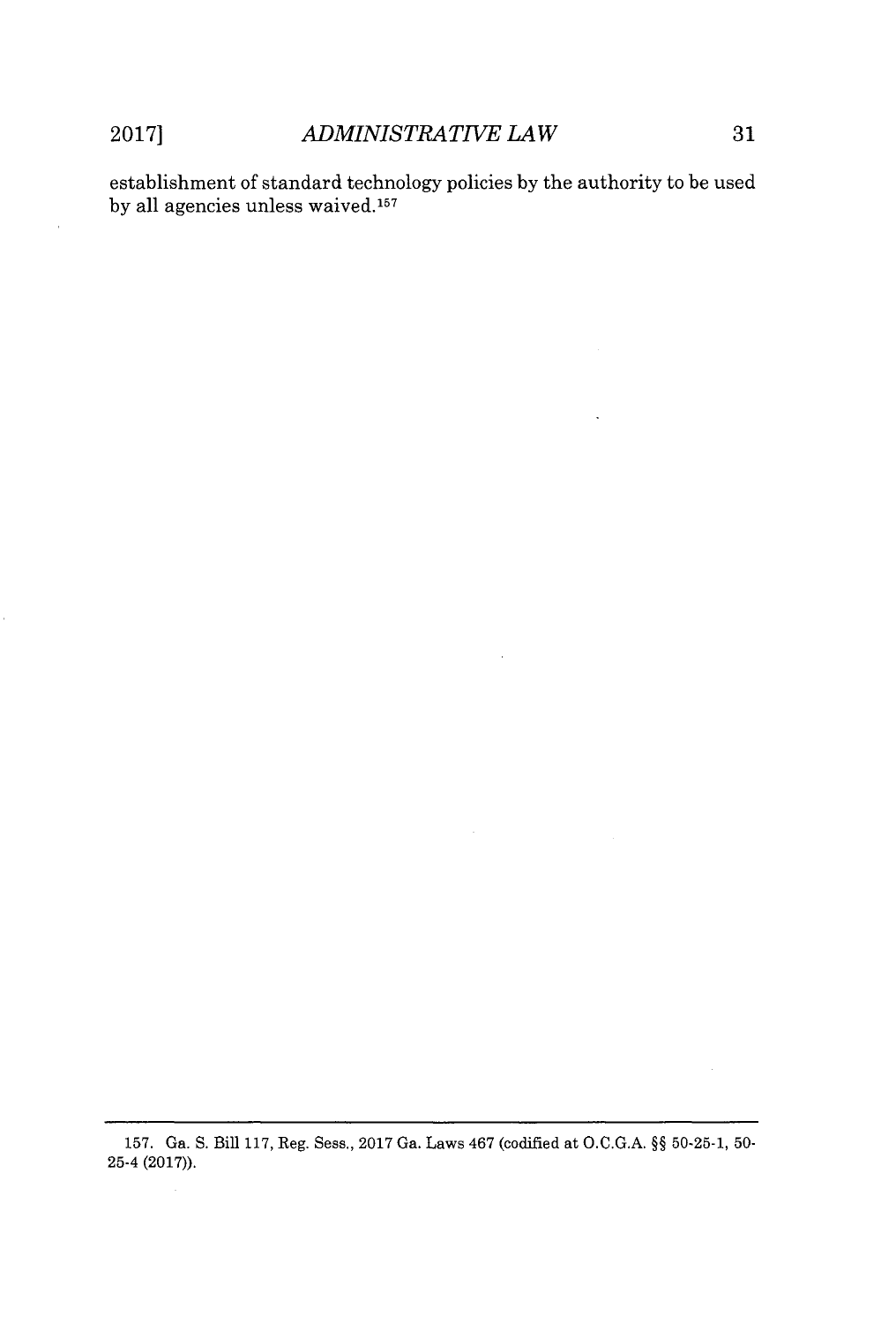establishment of standard technology policies by the authority to be used by all agencies unless waived.[157]

---

157. Ga. S. Bill 117, Reg. Sess., 2017 Ga. Laws 467 (codified at O.C.G.A. §§ 50-25-1, 50-25-4 (2017)).